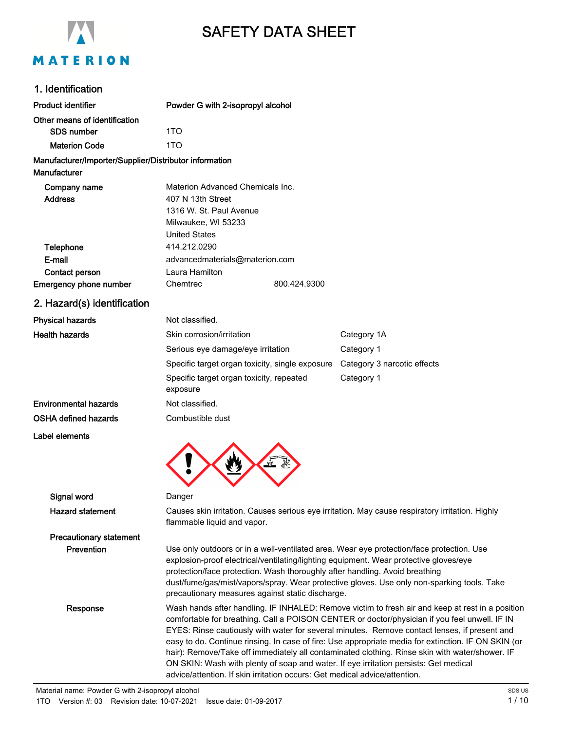# SAFETY DATA SHEET

## 1. Identification

| | |
|---|---|
| **Product identifier** | **Powder G with 2-isopropyl alcohol** |
| **Other means of identification** | |
| **SDS number** | 1TO |
| **Materion Code** | 1TO |

**Manufacturer/Importer/Supplier/Distributor information**

**Manufacturer**

| | |
|---|---|
| **Company name** | Materion Advanced Chemicals Inc. |
| **Address** | 407 N 13th Street<br>1316 W. St. Paul Avenue<br>Milwaukee, WI 53233<br>United States |
| **Telephone** | 414.212.0290 |
| **E-mail** | advancedmaterials@materion.com |
| **Contact person** | Laura Hamilton |
| **Emergency phone number** | Chemtrec 800.424.9300 |

## 2. Hazard(s) identification

| | | |
|---|---|---|
| **Physical hazards** | Not classified. | |
| **Health hazards** | Skin corrosion/irritation | Category 1A |
| | Serious eye damage/eye irritation | Category 1 |
| | Specific target organ toxicity, single exposure | Category 3 narcotic effects |
| | Specific target organ toxicity, repeated exposure | Category 1 |
| **Environmental hazards** | Not classified. | |
| **OSHA defined hazards** | Combustible dust | |

**Label elements**

**Signal word** Danger

**Hazard statement** Causes skin irritation. Causes serious eye irritation. May cause respiratory irritation. Highly flammable liquid and vapor.

**Precautionary statement**

**Prevention** Use only outdoors or in a well-ventilated area. Wear eye protection/face protection. Use explosion-proof electrical/ventilating/lighting equipment. Wear protective gloves/eye protection/face protection. Wash thoroughly after handling. Avoid breathing dust/fume/gas/mist/vapors/spray. Wear protective gloves. Use only non-sparking tools. Take precautionary measures against static discharge.

**Response** Wash hands after handling. IF INHALED: Remove victim to fresh air and keep at rest in a position comfortable for breathing. Call a POISON CENTER or doctor/physician if you feel unwell. IF IN EYES: Rinse cautiously with water for several minutes. Remove contact lenses, if present and easy to do. Continue rinsing. In case of fire: Use appropriate media for extinction. IF ON SKIN (or hair): Remove/Take off immediately all contaminated clothing. Rinse skin with water/shower. IF ON SKIN: Wash with plenty of soap and water. If eye irritation persists: Get medical advice/attention. If skin irritation occurs: Get medical advice/attention.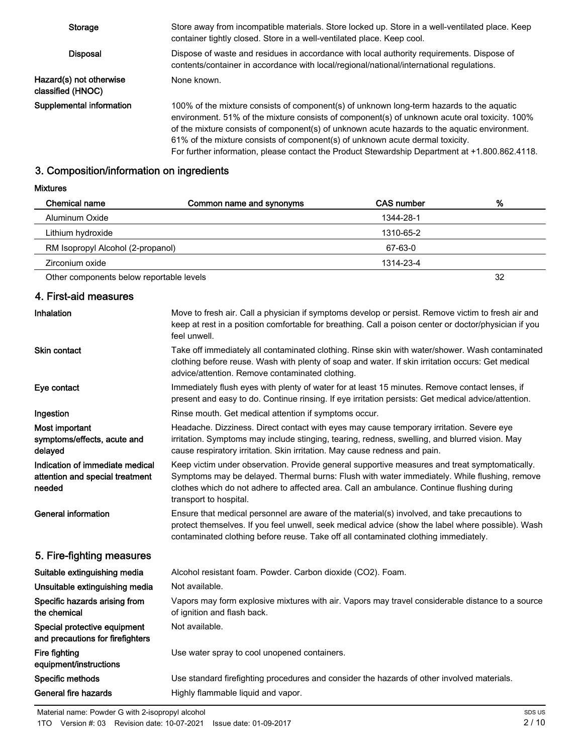| | |
|---|---|
| **Storage** | Store away from incompatible materials. Store locked up. Store in a well-ventilated place. Keep container tightly closed. Store in a well-ventilated place. Keep cool. |
| **Disposal** | Dispose of waste and residues in accordance with local authority requirements. Dispose of contents/container in accordance with local/regional/national/international regulations. |
| **Hazard(s) not otherwise classified (HNOC)** | None known. |
| **Supplemental information** | 100% of the mixture consists of component(s) of unknown long-term hazards to the aquatic environment. 51% of the mixture consists of component(s) of unknown acute oral toxicity. 100% of the mixture consists of component(s) of unknown acute hazards to the aquatic environment. 61% of the mixture consists of component(s) of unknown acute dermal toxicity. For further information, please contact the Product Stewardship Department at +1.800.862.4118. |

## 3. Composition/information on ingredients

**Mixtures**

| Chemical name | Common name and synonyms | CAS number | % |
|---|---|---|---|
| Aluminum Oxide | | 1344-28-1 | |
| Lithium hydroxide | | 1310-65-2 | |
| RM Isopropyl Alcohol (2-propanol) | | 67-63-0 | |
| Zirconium oxide | | 1314-23-4 | |
| Other components below reportable levels | | | 32 |

## 4. First-aid measures

| | |
|---|---|
| **Inhalation** | Move to fresh air. Call a physician if symptoms develop or persist. Remove victim to fresh air and keep at rest in a position comfortable for breathing. Call a poison center or doctor/physician if you feel unwell. |
| **Skin contact** | Take off immediately all contaminated clothing. Rinse skin with water/shower. Wash contaminated clothing before reuse. Wash with plenty of soap and water. If skin irritation occurs: Get medical advice/attention. Remove contaminated clothing. |
| **Eye contact** | Immediately flush eyes with plenty of water for at least 15 minutes. Remove contact lenses, if present and easy to do. Continue rinsing. If eye irritation persists: Get medical advice/attention. |
| **Ingestion** | Rinse mouth. Get medical attention if symptoms occur. |
| **Most important symptoms/effects, acute and delayed** | Headache. Dizziness. Direct contact with eyes may cause temporary irritation. Severe eye irritation. Symptoms may include stinging, tearing, redness, swelling, and blurred vision. May cause respiratory irritation. Skin irritation. May cause redness and pain. |
| **Indication of immediate medical attention and special treatment needed** | Keep victim under observation. Provide general supportive measures and treat symptomatically. Symptoms may be delayed. Thermal burns: Flush with water immediately. While flushing, remove clothes which do not adhere to affected area. Call an ambulance. Continue flushing during transport to hospital. |
| **General information** | Ensure that medical personnel are aware of the material(s) involved, and take precautions to protect themselves. If you feel unwell, seek medical advice (show the label where possible). Wash contaminated clothing before reuse. Take off all contaminated clothing immediately. |

## 5. Fire-fighting measures

| | |
|---|---|
| **Suitable extinguishing media** | Alcohol resistant foam. Powder. Carbon dioxide ($CO_2$). Foam. |
| **Unsuitable extinguishing media** | Not available. |
| **Specific hazards arising from the chemical** | Vapors may form explosive mixtures with air. Vapors may travel considerable distance to a source of ignition and flash back. |
| **Special protective equipment and precautions for firefighters** | Not available. |
| **Fire fighting equipment/instructions** | Use water spray to cool unopened containers. |
| **Specific methods** | Use standard firefighting procedures and consider the hazards of other involved materials. |
| **General fire hazards** | Highly flammable liquid and vapor. |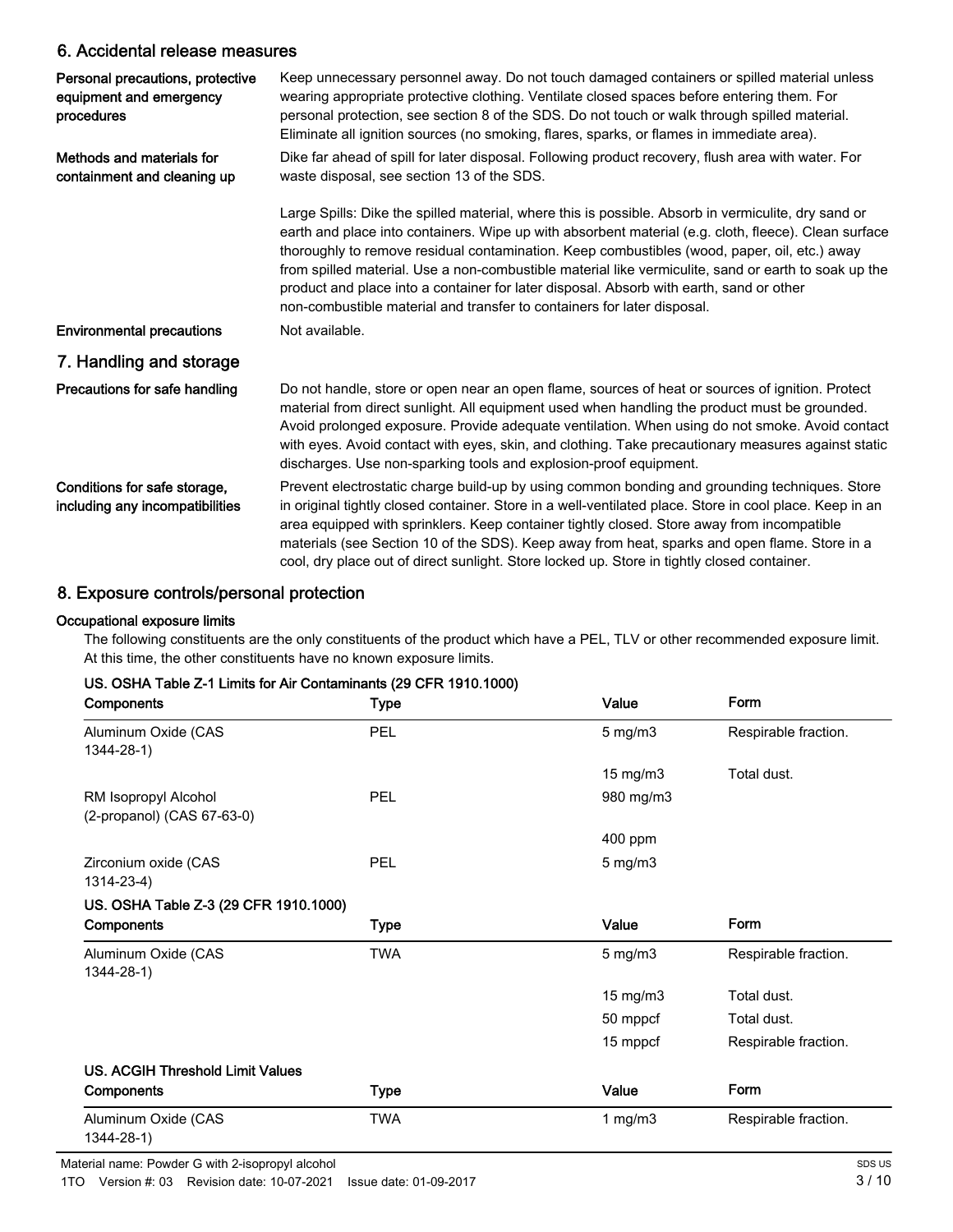## 6. Accidental release measures

**Personal precautions, protective equipment and emergency procedures**

Keep unnecessary personnel away. Do not touch damaged containers or spilled material unless wearing appropriate protective clothing. Ventilate closed spaces before entering them. For personal protection, see section 8 of the SDS. Do not touch or walk through spilled material. Eliminate all ignition sources (no smoking, flares, sparks, or flames in immediate area).

**Methods and materials for containment and cleaning up**

Dike far ahead of spill for later disposal. Following product recovery, flush area with water. For waste disposal, see section 13 of the SDS.

Large Spills: Dike the spilled material, where this is possible. Absorb in vermiculite, dry sand or earth and place into containers. Wipe up with absorbent material (e.g. cloth, fleece). Clean surface thoroughly to remove residual contamination. Keep combustibles (wood, paper, oil, etc.) away from spilled material. Use a non-combustible material like vermiculite, sand or earth to soak up the product and place into a container for later disposal. Absorb with earth, sand or other non-combustible material and transfer to containers for later disposal.

**Environmental precautions**

Not available.

## 7. Handling and storage

**Precautions for safe handling**

Do not handle, store or open near an open flame, sources of heat or sources of ignition. Protect material from direct sunlight. All equipment used when handling the product must be grounded. Avoid prolonged exposure. Provide adequate ventilation. When using do not smoke. Avoid contact with eyes. Avoid contact with eyes, skin, and clothing. Take precautionary measures against static discharges. Use non-sparking tools and explosion-proof equipment.

**Conditions for safe storage, including any incompatibilities**

Prevent electrostatic charge build-up by using common bonding and grounding techniques. Store in original tightly closed container. Store in a well-ventilated place. Store in cool place. Keep in an area equipped with sprinklers. Keep container tightly closed. Store away from incompatible materials (see Section 10 of the SDS). Keep away from heat, sparks and open flame. Store in a cool, dry place out of direct sunlight. Store locked up. Store in tightly closed container.

## 8. Exposure controls/personal protection

### Occupational exposure limits

The following constituents are the only constituents of the product which have a PEL, TLV or other recommended exposure limit. At this time, the other constituents have no known exposure limits.

**US. OSHA Table Z-1 Limits for Air Contaminants (29 CFR 1910.1000)**

| Components | Type | Value | Form |
|---|---|---|---|
| Aluminum Oxide (CAS 1344-28-1) | PEL | 5 mg/m3 | Respirable fraction. |
| | | 15 mg/m3 | Total dust. |
| RM Isopropyl Alcohol (2-propanol) (CAS 67-63-0) | PEL | 980 mg/m3 | |
| | | 400 ppm | |
| Zirconium oxide (CAS 1314-23-4) | PEL | 5 mg/m3 | |

**US. OSHA Table Z-3 (29 CFR 1910.1000)**

| Components | Type | Value | Form |
|---|---|---|---|
| Aluminum Oxide (CAS 1344-28-1) | TWA | 5 mg/m3 | Respirable fraction. |
| | | 15 mg/m3 | Total dust. |
| | | 50 mppcf | Total dust. |
| | | 15 mppcf | Respirable fraction. |

**US. ACGIH Threshold Limit Values**

| Components | Type | Value | Form |
|---|---|---|---|
| Aluminum Oxide (CAS 1344-28-1) | TWA | 1 mg/m3 | Respirable fraction. |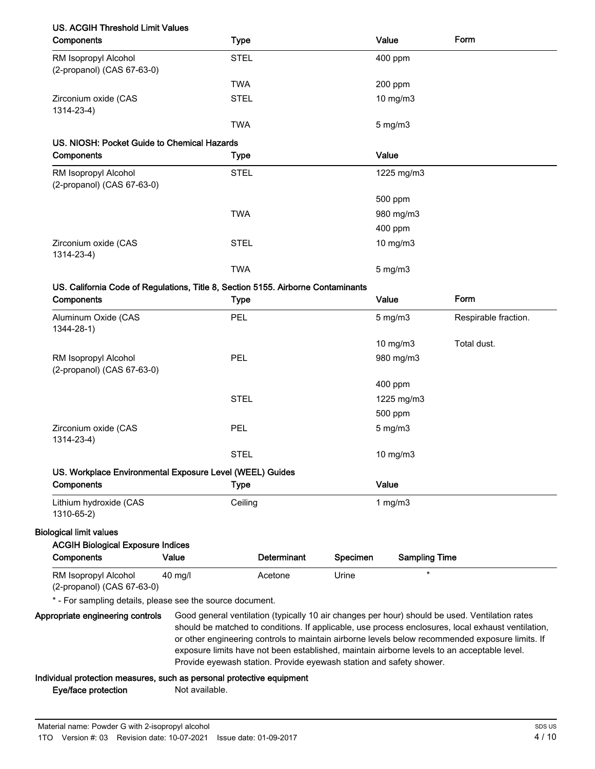### US. ACGIH Threshold Limit Values

| Components | Type | Value | Form |
|---|---|---|---|
| RM Isopropyl Alcohol (2-propanol) (CAS 67-63-0) | STEL | 400 ppm | |
| | TWA | 200 ppm | |
| Zirconium oxide (CAS 1314-23-4) | STEL | 10 mg/m3 | |
| | TWA | 5 mg/m3 | |

### US. NIOSH: Pocket Guide to Chemical Hazards

| Components | Type | Value |
|---|---|---|
| RM Isopropyl Alcohol (2-propanol) (CAS 67-63-0) | STEL | 1225 mg/m3 |
| | | 500 ppm |
| | TWA | 980 mg/m3 |
| | | 400 ppm |
| Zirconium oxide (CAS 1314-23-4) | STEL | 10 mg/m3 |
| | TWA | 5 mg/m3 |

### US. California Code of Regulations, Title 8, Section 5155. Airborne Contaminants

| Components | Type | Value | Form |
|---|---|---|---|
| Aluminum Oxide (CAS 1344-28-1) | PEL | 5 mg/m3 | Respirable fraction. |
| | | 10 mg/m3 | Total dust. |
| RM Isopropyl Alcohol (2-propanol) (CAS 67-63-0) | PEL | 980 mg/m3 | |
| | | 400 ppm | |
| | STEL | 1225 mg/m3 | |
| | | 500 ppm | |
| Zirconium oxide (CAS 1314-23-4) | PEL | 5 mg/m3 | |
| | STEL | 10 mg/m3 | |

### US. Workplace Environmental Exposure Level (WEEL) Guides

| Components | Type | Value |
|---|---|---|
| Lithium hydroxide (CAS 1310-65-2) | Ceiling | 1 mg/m3 |

## Biological limit values

### ACGIH Biological Exposure Indices

| Components | Value | Determinant | Specimen | Sampling Time |
|---|---|---|---|---|
| RM Isopropyl Alcohol (2-propanol) (CAS 67-63-0) | 40 mg/l | Acetone | Urine | * |

* - For sampling details, please see the source document.

**Appropriate engineering controls** Good general ventilation (typically 10 air changes per hour) should be used. Ventilation rates should be matched to conditions. If applicable, use process enclosures, local exhaust ventilation, or other engineering controls to maintain airborne levels below recommended exposure limits. If exposure limits have not been established, maintain airborne levels to an acceptable level. Provide eyewash station. Provide eyewash station and safety shower.

## Individual protection measures, such as personal protective equipment

**Eye/face protection** Not available.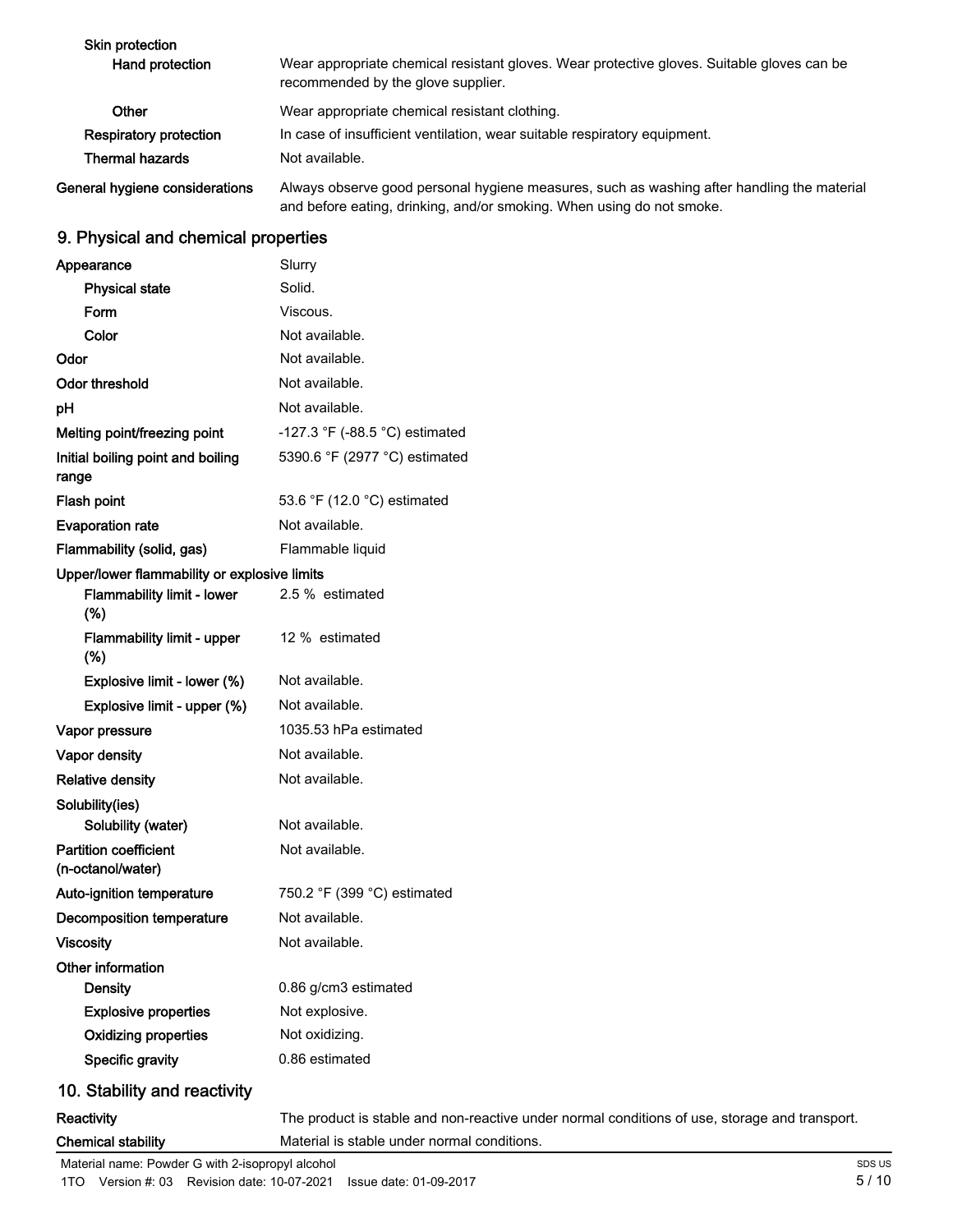| | |
|---|---|
| **Skin protection** | |
| **Hand protection** | Wear appropriate chemical resistant gloves. Wear protective gloves. Suitable gloves can be recommended by the glove supplier. |
| **Other** | Wear appropriate chemical resistant clothing. |
| **Respiratory protection** | In case of insufficient ventilation, wear suitable respiratory equipment. |
| **Thermal hazards** | Not available. |
| **General hygiene considerations** | Always observe good personal hygiene measures, such as washing after handling the material and before eating, drinking, and/or smoking. When using do not smoke. |

## 9. Physical and chemical properties

| | |
|---|---|
| **Appearance** | Slurry |
| **Physical state** | Solid. |
| **Form** | Viscous. |
| **Color** | Not available. |
| **Odor** | Not available. |
| **Odor threshold** | Not available. |
| **pH** | Not available. |
| **Melting point/freezing point** | -127.3 °F (-88.5 °C) estimated |
| **Initial boiling point and boiling range** | 5390.6 °F (2977 °C) estimated |
| **Flash point** | 53.6 °F (12.0 °C) estimated |
| **Evaporation rate** | Not available. |
| **Flammability (solid, gas)** | Flammable liquid |
| **Upper/lower flammability or explosive limits** | |
| **Flammability limit - lower (%)** | 2.5 % estimated |
| **Flammability limit - upper (%)** | 12 % estimated |
| **Explosive limit - lower (%)** | Not available. |
| **Explosive limit - upper (%)** | Not available. |
| **Vapor pressure** | 1035.53 hPa estimated |
| **Vapor density** | Not available. |
| **Relative density** | Not available. |
| **Solubility(ies)** | |
| **Solubility (water)** | Not available. |
| **Partition coefficient (n-octanol/water)** | Not available. |
| **Auto-ignition temperature** | 750.2 °F (399 °C) estimated |
| **Decomposition temperature** | Not available. |
| **Viscosity** | Not available. |
| **Other information** | |
| **Density** | 0.86 g/cm3 estimated |
| **Explosive properties** | Not explosive. |
| **Oxidizing properties** | Not oxidizing. |
| **Specific gravity** | 0.86 estimated |

## 10. Stability and reactivity

| | |
|---|---|
| **Reactivity** | The product is stable and non-reactive under normal conditions of use, storage and transport. |
| **Chemical stability** | Material is stable under normal conditions. |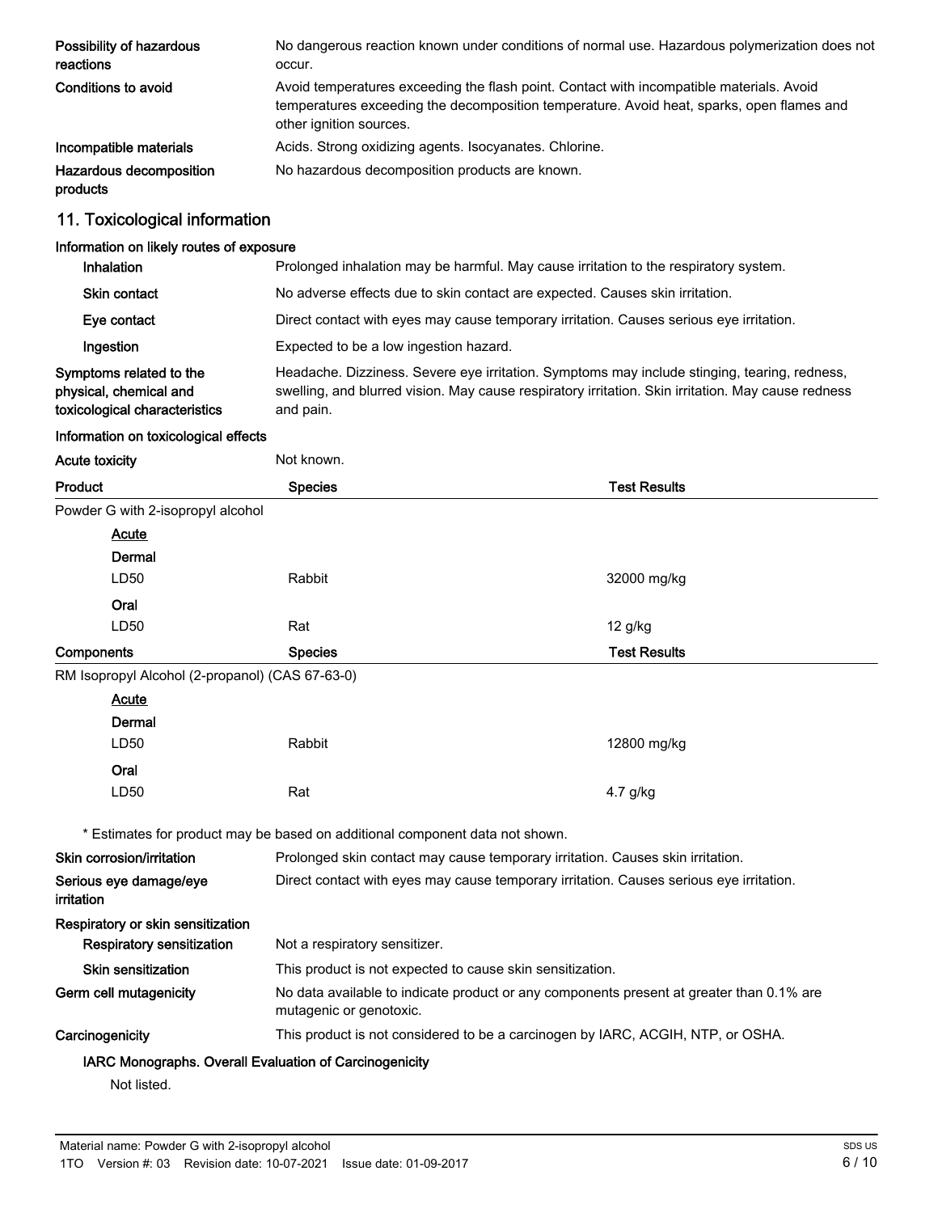| | |
|---|---|
| **Possibility of hazardous reactions** | No dangerous reaction known under conditions of normal use. Hazardous polymerization does not occur. |
| **Conditions to avoid** | Avoid temperatures exceeding the flash point. Contact with incompatible materials. Avoid temperatures exceeding the decomposition temperature. Avoid heat, sparks, open flames and other ignition sources. |
| **Incompatible materials** | Acids. Strong oxidizing agents. Isocyanates. Chlorine. |
| **Hazardous decomposition products** | No hazardous decomposition products are known. |

## 11. Toxicological information

**Information on likely routes of exposure**

| | |
|---|---|
| **Inhalation** | Prolonged inhalation may be harmful. May cause irritation to the respiratory system. |
| **Skin contact** | No adverse effects due to skin contact are expected. Causes skin irritation. |
| **Eye contact** | Direct contact with eyes may cause temporary irritation. Causes serious eye irritation. |
| **Ingestion** | Expected to be a low ingestion hazard. |
| **Symptoms related to the physical, chemical and toxicological characteristics** | Headache. Dizziness. Severe eye irritation. Symptoms may include stinging, tearing, redness, swelling, and blurred vision. May cause respiratory irritation. Skin irritation. May cause redness and pain. |

**Information on toxicological effects**

**Acute toxicity** Not known.

| Product | Species | Test Results |
|---|---|---|
| Powder G with 2-isopropyl alcohol | | |
| Acute | | |
| Dermal | | |
| LD50 | Rabbit | 32000 mg/kg |
| Oral | | |
| LD50 | Rat | 12 g/kg |
| **Components** | **Species** | **Test Results** |
| RM Isopropyl Alcohol (2-propanol) (CAS 67-63-0) | | |
| Acute | | |
| Dermal | | |
| LD50 | Rabbit | 12800 mg/kg |
| Oral | | |
| LD50 | Rat | 4.7 g/kg |

\* Estimates for product may be based on additional component data not shown.

| | |
|---|---|
| **Skin corrosion/irritation** | Prolonged skin contact may cause temporary irritation. Causes skin irritation. |
| **Serious eye damage/eye irritation** | Direct contact with eyes may cause temporary irritation. Causes serious eye irritation. |
| **Respiratory or skin sensitization** | |
| **Respiratory sensitization** | Not a respiratory sensitizer. |
| **Skin sensitization** | This product is not expected to cause skin sensitization. |
| **Germ cell mutagenicity** | No data available to indicate product or any components present at greater than 0.1% are mutagenic or genotoxic. |
| **Carcinogenicity** | This product is not considered to be a carcinogen by IARC, ACGIH, NTP, or OSHA. |

**IARC Monographs. Overall Evaluation of Carcinogenicity**

Not listed.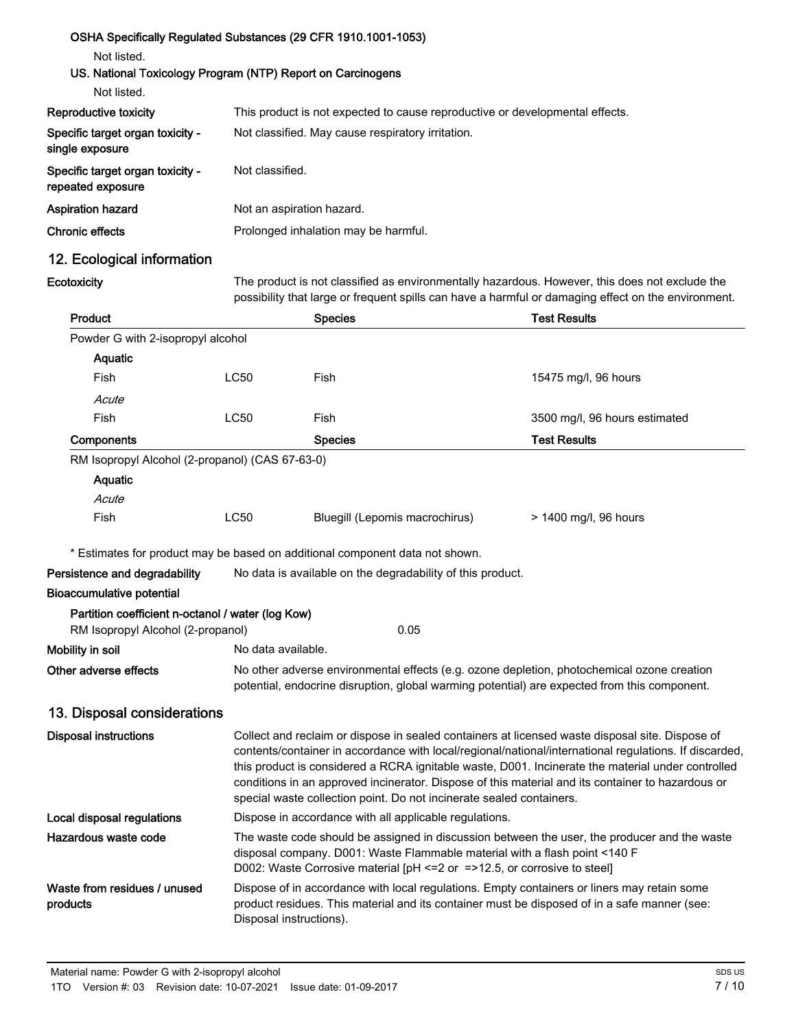**OSHA Specifically Regulated Substances (29 CFR 1910.1001-1053)**

Not listed.

**US. National Toxicology Program (NTP) Report on Carcinogens**

Not listed.

**Reproductive toxicity** This product is not expected to cause reproductive or developmental effects.

**Specific target organ toxicity - single exposure** Not classified. May cause respiratory irritation.

**Specific target organ toxicity - repeated exposure** Not classified.

**Aspiration hazard** Not an aspiration hazard.

**Chronic effects** Prolonged inhalation may be harmful.

## 12. Ecological information

**Ecotoxicity** The product is not classified as environmentally hazardous. However, this does not exclude the possibility that large or frequent spills can have a harmful or damaging effect on the environment.

| Product | | Species | Test Results |
|---|---|---|---|
| Powder G with 2-isopropyl alcohol | | | |
| **Aquatic** | | | |
| Fish | LC50 | Fish | 15475 mg/l, 96 hours |
| *Acute* | | | |
| Fish | LC50 | Fish | 3500 mg/l, 96 hours estimated |

| Components | | Species | Test Results |
|---|---|---|---|
| RM Isopropyl Alcohol (2-propanol) (CAS 67-63-0) | | | |
| **Aquatic** | | | |
| *Acute* | | | |
| Fish | LC50 | Bluegill (Lepomis macrochirus) | > 1400 mg/l, 96 hours |

* Estimates for product may be based on additional component data not shown.

**Persistence and degradability** No data is available on the degradability of this product.

**Bioaccumulative potential**

**Partition coefficient n-octanol / water (log Kow)**

RM Isopropyl Alcohol (2-propanol) 0.05

**Mobility in soil** No data available.

**Other adverse effects** No other adverse environmental effects (e.g. ozone depletion, photochemical ozone creation potential, endocrine disruption, global warming potential) are expected from this component.

## 13. Disposal considerations

**Disposal instructions** Collect and reclaim or dispose in sealed containers at licensed waste disposal site. Dispose of contents/container in accordance with local/regional/national/international regulations. If discarded, this product is considered a RCRA ignitable waste, D001. Incinerate the material under controlled conditions in an approved incinerator. Dispose of this material and its container to hazardous or special waste collection point. Do not incinerate sealed containers.

**Local disposal regulations** Dispose in accordance with all applicable regulations.

**Hazardous waste code** The waste code should be assigned in discussion between the user, the producer and the waste disposal company. D001: Waste Flammable material with a flash point <140 F
D002: Waste Corrosive material [pH <=2 or =>12.5, or corrosive to steel]

**Waste from residues / unused products** Dispose of in accordance with local regulations. Empty containers or liners may retain some product residues. This material and its container must be disposed of in a safe manner (see: Disposal instructions).

Material name: Powder G with 2-isopropyl alcohol
1TO Version #: 03 Revision date: 10-07-2021 Issue date: 01-09-2017
SDS US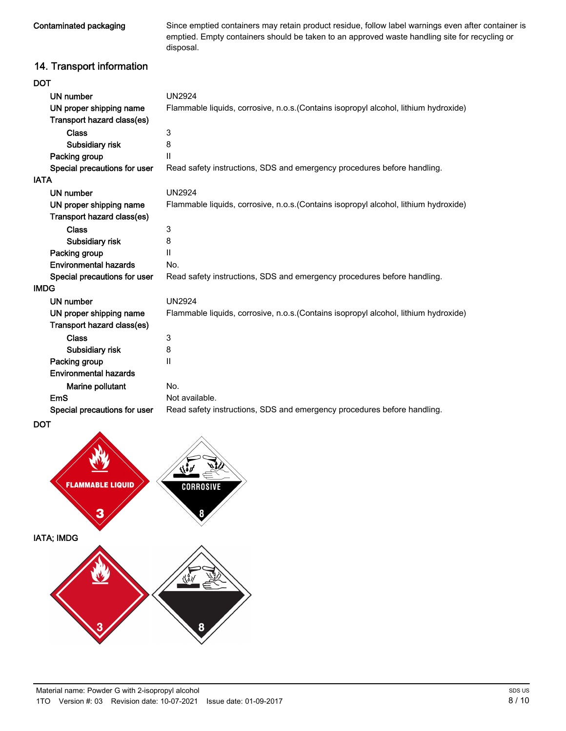**Contaminated packaging** Since emptied containers may retain product residue, follow label warnings even after container is emptied. Empty containers should be taken to an approved waste handling site for recycling or disposal.

## 14. Transport information

**DOT**

| | |
|---|---|
| **UN number** | UN2924 |
| **UN proper shipping name** | Flammable liquids, corrosive, n.o.s.(Contains isopropyl alcohol, lithium hydroxide) |
| **Transport hazard class(es)** | |
| **Class** | 3 |
| **Subsidiary risk** | 8 |
| **Packing group** | II |
| **Special precautions for user** | Read safety instructions, SDS and emergency procedures before handling. |

**IATA**

| | |
|---|---|
| **UN number** | UN2924 |
| **UN proper shipping name** | Flammable liquids, corrosive, n.o.s.(Contains isopropyl alcohol, lithium hydroxide) |
| **Transport hazard class(es)** | |
| **Class** | 3 |
| **Subsidiary risk** | 8 |
| **Packing group** | II |
| **Environmental hazards** | No. |
| **Special precautions for user** | Read safety instructions, SDS and emergency procedures before handling. |

**IMDG**

| | |
|---|---|
| **UN number** | UN2924 |
| **UN proper shipping name** | Flammable liquids, corrosive, n.o.s.(Contains isopropyl alcohol, lithium hydroxide) |
| **Transport hazard class(es)** | |
| **Class** | 3 |
| **Subsidiary risk** | 8 |
| **Packing group** | II |
| **Environmental hazards** | |
| **Marine pollutant** | No. |
| **EmS** | Not available. |
| **Special precautions for user** | Read safety instructions, SDS and emergency procedures before handling. |

**DOT**

FLAMMABLE LIQUID 3

CORROSIVE 8

**IATA; IMDG**

3

8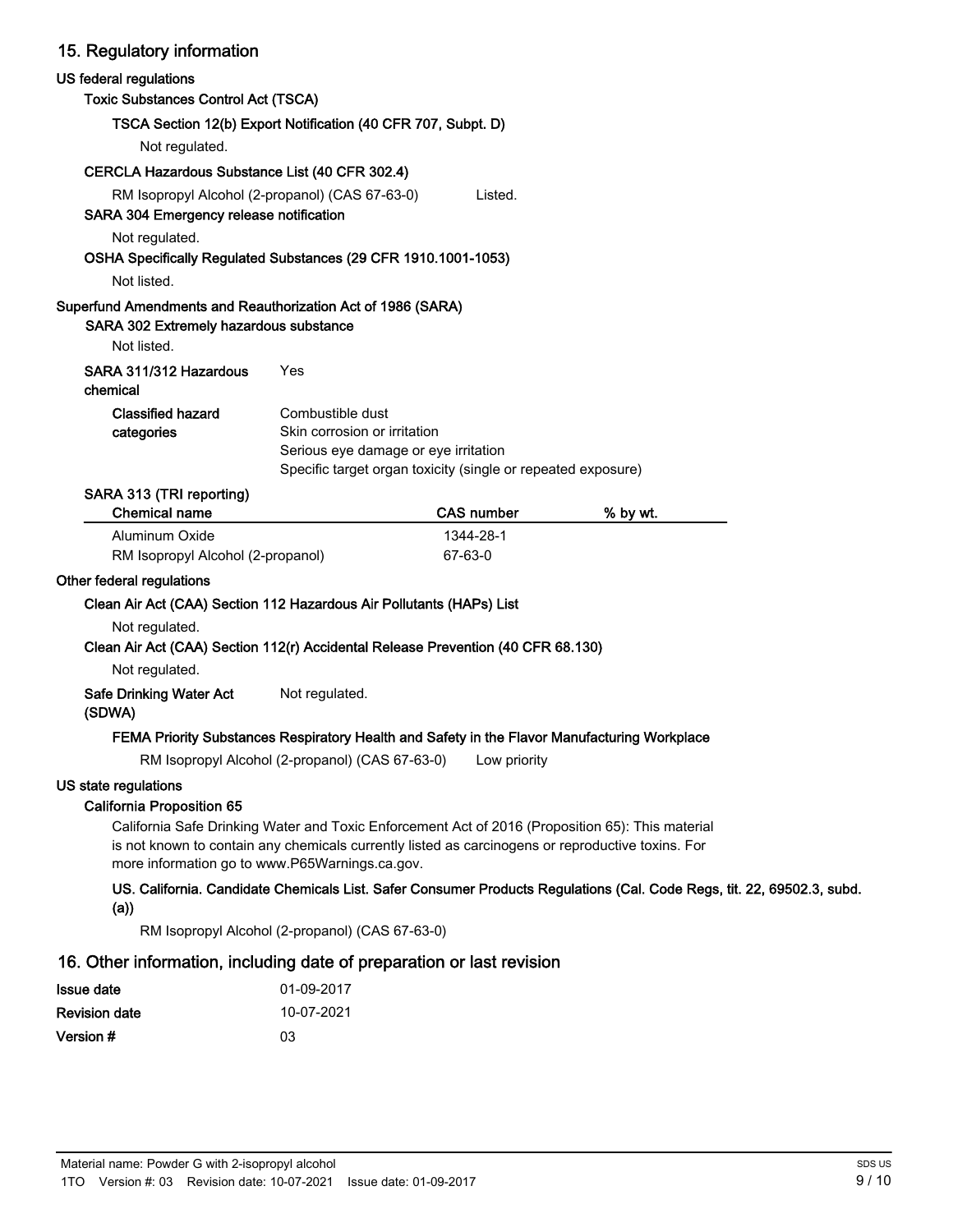## 15. Regulatory information

### US federal regulations

**Toxic Substances Control Act (TSCA)**

**TSCA Section 12(b) Export Notification (40 CFR 707, Subpt. D)**

Not regulated.

**CERCLA Hazardous Substance List (40 CFR 302.4)**

RM Isopropyl Alcohol (2-propanol) (CAS 67-63-0) Listed.

**SARA 304 Emergency release notification**

Not regulated.

**OSHA Specifically Regulated Substances (29 CFR 1910.1001-1053)**

Not listed.

### Superfund Amendments and Reauthorization Act of 1986 (SARA)

**SARA 302 Extremely hazardous substance**

Not listed.

**SARA 311/312 Hazardous chemical** Yes

**Classified hazard categories**
- Combustible dust
- Skin corrosion or irritation
- Serious eye damage or eye irritation
- Specific target organ toxicity (single or repeated exposure)

**SARA 313 (TRI reporting)**

| Chemical name | CAS number | % by wt. |
|---|---|---|
| Aluminum Oxide | 1344-28-1 | |
| RM Isopropyl Alcohol (2-propanol) | 67-63-0 | |

### Other federal regulations

**Clean Air Act (CAA) Section 112 Hazardous Air Pollutants (HAPs) List**

Not regulated.

**Clean Air Act (CAA) Section 112(r) Accidental Release Prevention (40 CFR 68.130)**

Not regulated.

**Safe Drinking Water Act (SDWA)** Not regulated.

**FEMA Priority Substances Respiratory Health and Safety in the Flavor Manufacturing Workplace**

RM Isopropyl Alcohol (2-propanol) (CAS 67-63-0) Low priority

### US state regulations

**California Proposition 65**

California Safe Drinking Water and Toxic Enforcement Act of 2016 (Proposition 65): This material is not known to contain any chemicals currently listed as carcinogens or reproductive toxins. For more information go to www.P65Warnings.ca.gov.

**US. California. Candidate Chemicals List. Safer Consumer Products Regulations (Cal. Code Regs, tit. 22, 69502.3, subd. (a))**

RM Isopropyl Alcohol (2-propanol) (CAS 67-63-0)

## 16. Other information, including date of preparation or last revision

| | |
|---|---|
| **Issue date** | 01-09-2017 |
| **Revision date** | 10-07-2021 |
| **Version #** | 03 |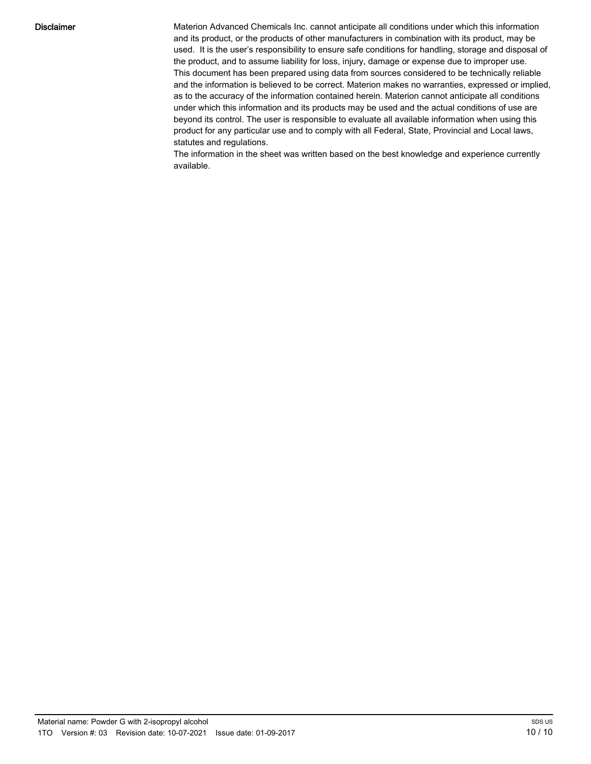**Disclaimer**

Materion Advanced Chemicals Inc. cannot anticipate all conditions under which this information and its product, or the products of other manufacturers in combination with its product, may be used. It is the user's responsibility to ensure safe conditions for handling, storage and disposal of the product, and to assume liability for loss, injury, damage or expense due to improper use. This document has been prepared using data from sources considered to be technically reliable and the information is believed to be correct. Materion makes no warranties, expressed or implied, as to the accuracy of the information contained herein. Materion cannot anticipate all conditions under which this information and its products may be used and the actual conditions of use are beyond its control. The user is responsible to evaluate all available information when using this product for any particular use and to comply with all Federal, State, Provincial and Local laws, statutes and regulations.

The information in the sheet was written based on the best knowledge and experience currently available.